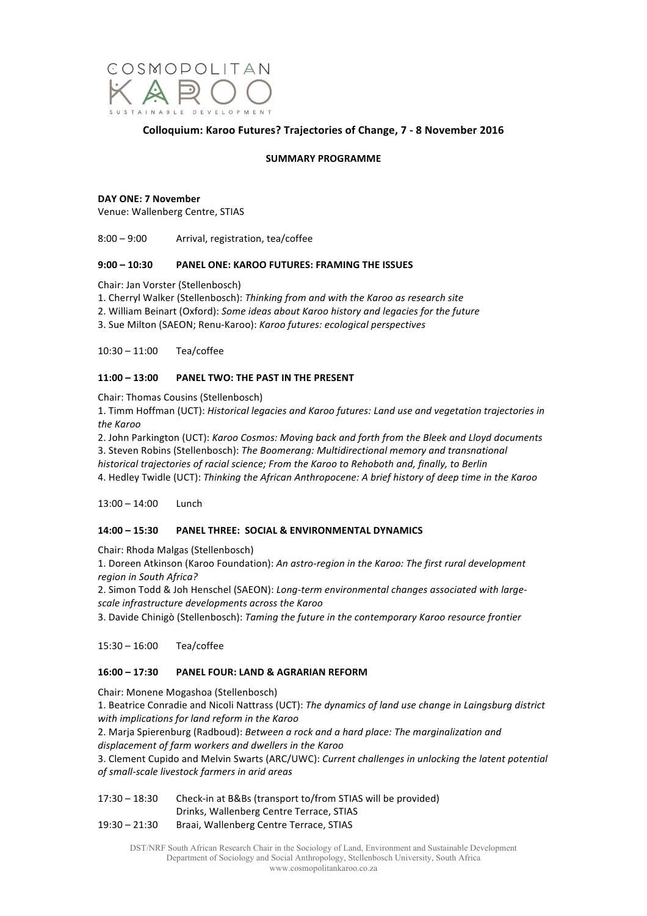COSMOPOLITAN KAROO

SUSTAINABLE DEVELOPMENT

## Colloquium: Karoo Futures? Trajectories of Change, 7 - 8 November 2016

### SUMMARY PROGRAMME

**DAY ONE: 7 November**
Venue: Wallenberg Centre, STIAS

8:00 – 9:00 Arrival, registration, tea/coffee

**9:00 – 10:30 PANEL ONE: KAROO FUTURES: FRAMING THE ISSUES**

Chair: Jan Vorster (Stellenbosch)

1. Cherryl Walker (Stellenbosch): *Thinking from and with the Karoo as research site*
2. William Beinart (Oxford): *Some ideas about Karoo history and legacies for the future*
3. Sue Milton (SAEON; Renu-Karoo): *Karoo futures: ecological perspectives*

10:30 – 11:00 Tea/coffee

**11:00 – 13:00 PANEL TWO: THE PAST IN THE PRESENT**

Chair: Thomas Cousins (Stellenbosch)

1. Timm Hoffman (UCT): *Historical legacies and Karoo futures: Land use and vegetation trajectories in the Karoo*
2. John Parkington (UCT): *Karoo Cosmos: Moving back and forth from the Bleek and Lloyd documents*
3. Steven Robins (Stellenbosch): *The Boomerang: Multidirectional memory and transnational historical trajectories of racial science; From the Karoo to Rehoboth and, finally, to Berlin*
4. Hedley Twidle (UCT): *Thinking the African Anthropocene: A brief history of deep time in the Karoo*

13:00 – 14:00 Lunch

**14:00 – 15:30 PANEL THREE: SOCIAL & ENVIRONMENTAL DYNAMICS**

Chair: Rhoda Malgas (Stellenbosch)

1. Doreen Atkinson (Karoo Foundation): *An astro-region in the Karoo: The first rural development region in South Africa?*
2. Simon Todd & Joh Henschel (SAEON): *Long-term environmental changes associated with large-scale infrastructure developments across the Karoo*
3. Davide Chinigò (Stellenbosch): *Taming the future in the contemporary Karoo resource frontier*

15:30 – 16:00 Tea/coffee

**16:00 – 17:30 PANEL FOUR: LAND & AGRARIAN REFORM**

Chair: Monene Mogashoa (Stellenbosch)

1. Beatrice Conradie and Nicoli Nattrass (UCT): *The dynamics of land use change in Laingsburg district with implications for land reform in the Karoo*
2. Marja Spierenburg (Radboud): *Between a rock and a hard place: The marginalization and displacement of farm workers and dwellers in the Karoo*
3. Clement Cupido and Melvin Swarts (ARC/UWC): *Current challenges in unlocking the latent potential of small-scale livestock farmers in arid areas*

17:30 – 18:30 Check-in at B&Bs (transport to/from STIAS will be provided)
Drinks, Wallenberg Centre Terrace, STIAS

19:30 – 21:30 Braai, Wallenberg Centre Terrace, STIAS

DST/NRF South African Research Chair in the Sociology of Land, Environment and Sustainable Development
Department of Sociology and Social Anthropology, Stellenbosch University, South Africa
www.cosmopolitankaroo.co.za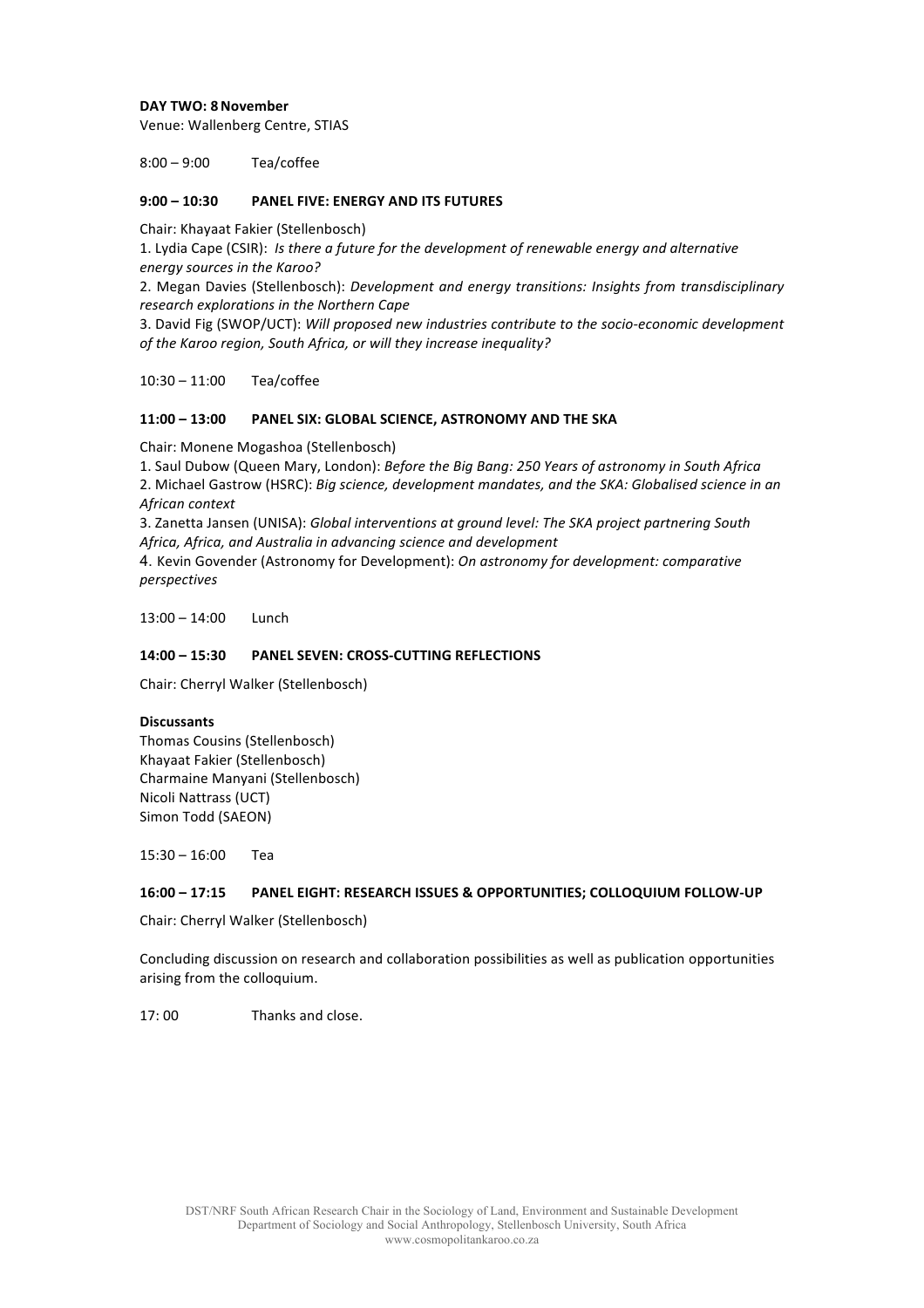**DAY TWO: 8 November**

Venue: Wallenberg Centre, STIAS

8:00 – 9:00 Tea/coffee

**9:00 – 10:30 PANEL FIVE: ENERGY AND ITS FUTURES**

Chair: Khayaat Fakier (Stellenbosch)

1. Lydia Cape (CSIR): *Is there a future for the development of renewable energy and alternative energy sources in the Karoo?*
2. Megan Davies (Stellenbosch): *Development and energy transitions: Insights from transdisciplinary research explorations in the Northern Cape*
3. David Fig (SWOP/UCT): *Will proposed new industries contribute to the socio-economic development of the Karoo region, South Africa, or will they increase inequality?*

10:30 – 11:00 Tea/coffee

**11:00 – 13:00 PANEL SIX: GLOBAL SCIENCE, ASTRONOMY AND THE SKA**

Chair: Monene Mogashoa (Stellenbosch)

1. Saul Dubow (Queen Mary, London): *Before the Big Bang: 250 Years of astronomy in South Africa*
2. Michael Gastrow (HSRC): *Big science, development mandates, and the SKA: Globalised science in an African context*
3. Zanetta Jansen (UNISA): *Global interventions at ground level: The SKA project partnering South Africa, Africa, and Australia in advancing science and development*
4. Kevin Govender (Astronomy for Development): *On astronomy for development: comparative perspectives*

13:00 – 14:00 Lunch

**14:00 – 15:30 PANEL SEVEN: CROSS-CUTTING REFLECTIONS**

Chair: Cherryl Walker (Stellenbosch)

**Discussants**

Thomas Cousins (Stellenbosch)
Khayaat Fakier (Stellenbosch)
Charmaine Manyani (Stellenbosch)
Nicoli Nattrass (UCT)
Simon Todd (SAEON)

15:30 – 16:00 Tea

**16:00 – 17:15 PANEL EIGHT: RESEARCH ISSUES & OPPORTUNITIES; COLLOQUIUM FOLLOW-UP**

Chair: Cherryl Walker (Stellenbosch)

Concluding discussion on research and collaboration possibilities as well as publication opportunities arising from the colloquium.

17: 00 Thanks and close.

DST/NRF South African Research Chair in the Sociology of Land, Environment and Sustainable Development
Department of Sociology and Social Anthropology, Stellenbosch University, South Africa
www.cosmopolitankaroo.co.za